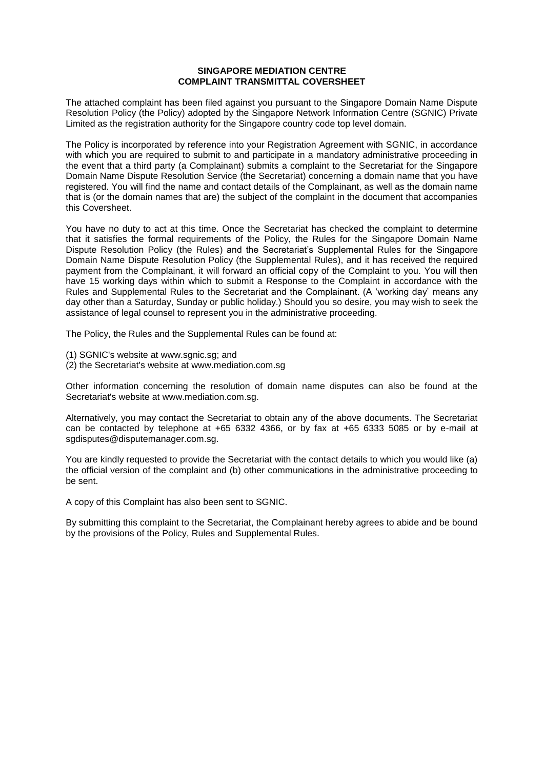**SINGAPORE MEDIATION CENTRE**
**COMPLAINT TRANSMITTAL COVERSHEET**

The attached complaint has been filed against you pursuant to the Singapore Domain Name Dispute Resolution Policy (the Policy) adopted by the Singapore Network Information Centre (SGNIC) Private Limited as the registration authority for the Singapore country code top level domain.

The Policy is incorporated by reference into your Registration Agreement with SGNIC, in accordance with which you are required to submit to and participate in a mandatory administrative proceeding in the event that a third party (a Complainant) submits a complaint to the Secretariat for the Singapore Domain Name Dispute Resolution Service (the Secretariat) concerning a domain name that you have registered. You will find the name and contact details of the Complainant, as well as the domain name that is (or the domain names that are) the subject of the complaint in the document that accompanies this Coversheet.

You have no duty to act at this time. Once the Secretariat has checked the complaint to determine that it satisfies the formal requirements of the Policy, the Rules for the Singapore Domain Name Dispute Resolution Policy (the Rules) and the Secretariat's Supplemental Rules for the Singapore Domain Name Dispute Resolution Policy (the Supplemental Rules), and it has received the required payment from the Complainant, it will forward an official copy of the Complaint to you. You will then have 15 working days within which to submit a Response to the Complaint in accordance with the Rules and Supplemental Rules to the Secretariat and the Complainant. (A 'working day' means any day other than a Saturday, Sunday or public holiday.) Should you so desire, you may wish to seek the assistance of legal counsel to represent you in the administrative proceeding.

The Policy, the Rules and the Supplemental Rules can be found at:

(1) SGNIC's website at www.sgnic.sg; and
(2) the Secretariat's website at www.mediation.com.sg

Other information concerning the resolution of domain name disputes can also be found at the Secretariat's website at www.mediation.com.sg.

Alternatively, you may contact the Secretariat to obtain any of the above documents. The Secretariat can be contacted by telephone at +65 6332 4366, or by fax at +65 6333 5085 or by e-mail at sgdisputes@disputemanager.com.sg.

You are kindly requested to provide the Secretariat with the contact details to which you would like (a) the official version of the complaint and (b) other communications in the administrative proceeding to be sent.

A copy of this Complaint has also been sent to SGNIC.

By submitting this complaint to the Secretariat, the Complainant hereby agrees to abide and be bound by the provisions of the Policy, Rules and Supplemental Rules.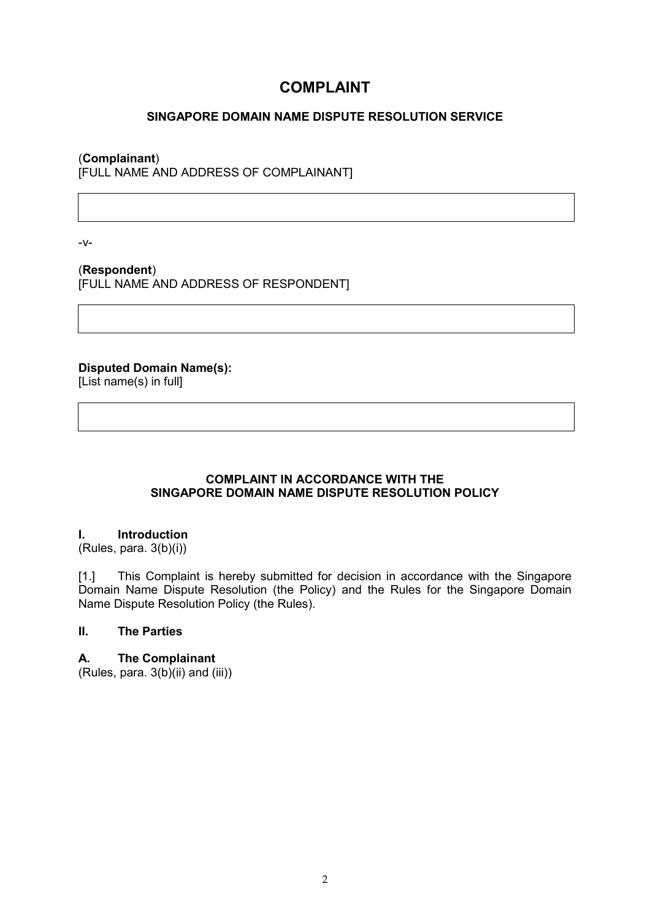# COMPLAINT

**SINGAPORE DOMAIN NAME DISPUTE RESOLUTION SERVICE**

(**Complainant**)
[FULL NAME AND ADDRESS OF COMPLAINANT]

-v-

(**Respondent**)
[FULL NAME AND ADDRESS OF RESPONDENT]

**Disputed Domain Name(s):**
[List name(s) in full]

**COMPLAINT IN ACCORDANCE WITH THE SINGAPORE DOMAIN NAME DISPUTE RESOLUTION POLICY**

## I. Introduction
(Rules, para. 3(b)(i))

[1.] This Complaint is hereby submitted for decision in accordance with the Singapore Domain Name Dispute Resolution (the Policy) and the Rules for the Singapore Domain Name Dispute Resolution Policy (the Rules).

## II. The Parties

### A. The Complainant
(Rules, para. 3(b)(ii) and (iii))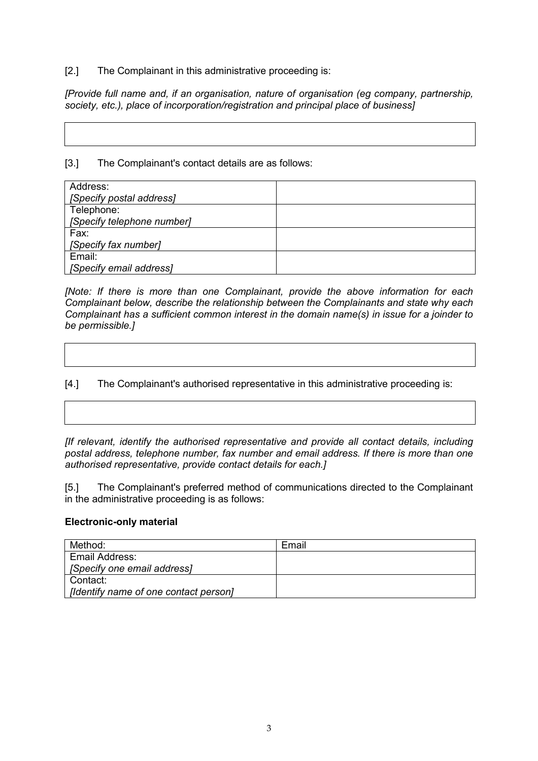[2.] The Complainant in this administrative proceeding is:

*[Provide full name and, if an organisation, nature of organisation (eg company, partnership, society, etc.), place of incorporation/registration and principal place of business]*

| |
|---|
| |

[3.] The Complainant's contact details are as follows:

| | |
|---|---|
| Address: *[Specify postal address]* | |
| Telephone: *[Specify telephone number]* | |
| Fax: *[Specify fax number]* | |
| Email: *[Specify email address]* | |

*[Note: If there is more than one Complainant, provide the above information for each Complainant below, describe the relationship between the Complainants and state why each Complainant has a sufficient common interest in the domain name(s) in issue for a joinder to be permissible.]*

| |
|---|
| |

[4.] The Complainant's authorised representative in this administrative proceeding is:

| |
|---|
| |

*[If relevant, identify the authorised representative and provide all contact details, including postal address, telephone number, fax number and email address. If there is more than one authorised representative, provide contact details for each.]*

[5.] The Complainant's preferred method of communications directed to the Complainant in the administrative proceeding is as follows:

**Electronic-only material**

| Method: | Email |
|---|---|
| Email Address: *[Specify one email address]* | |
| Contact: *[Identify name of one contact person]* | |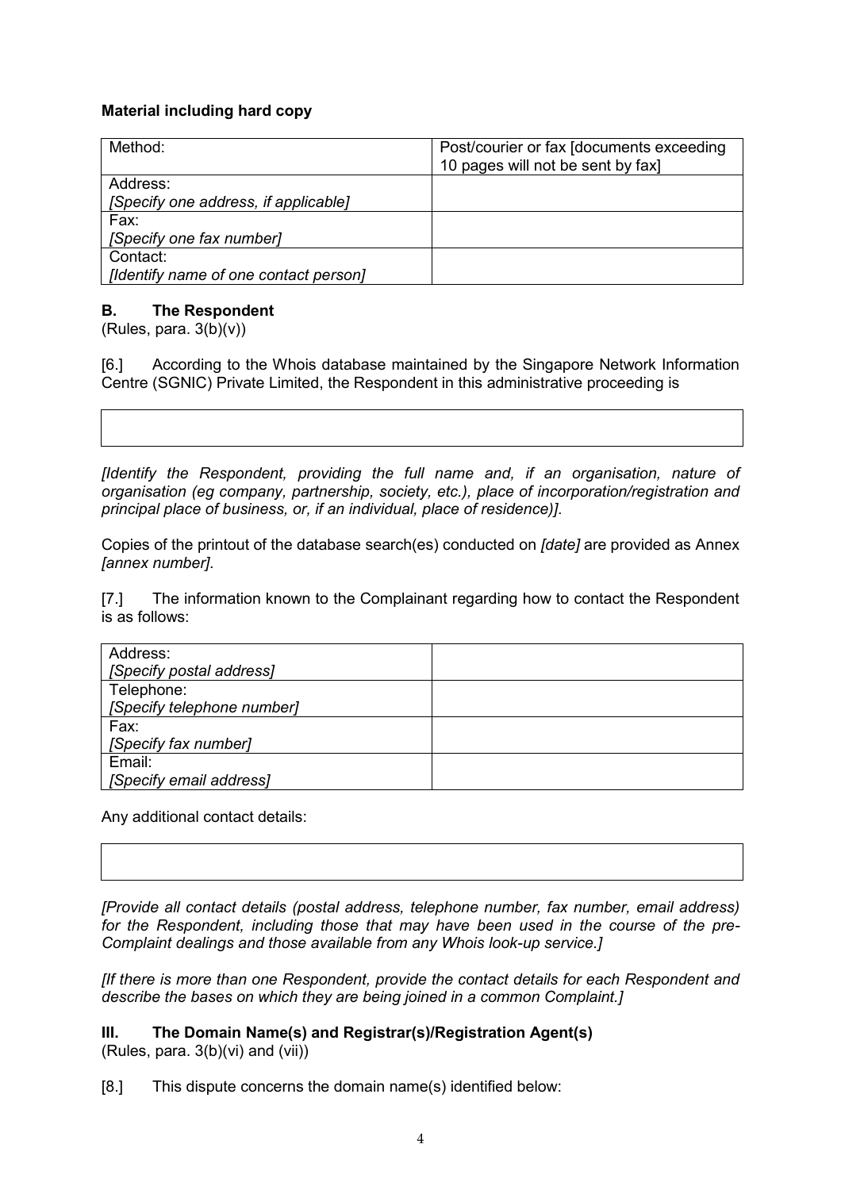**Material including hard copy**

| Method: | Post/courier or fax [documents exceeding 10 pages will not be sent by fax] |
|---|---|
| Address:<br>*[Specify one address, if applicable]* | |
| Fax:<br>*[Specify one fax number]* | |
| Contact:<br>*[Identify name of one contact person]* | |

## B. The Respondent

(Rules, para. 3(b)(v))

[6.] According to the Whois database maintained by the Singapore Network Information Centre (SGNIC) Private Limited, the Respondent in this administrative proceeding is

| |
|---|
| |

*[Identify the Respondent, providing the full name and, if an organisation, nature of organisation (eg company, partnership, society, etc.), place of incorporation/registration and principal place of business, or, if an individual, place of residence)]*.

Copies of the printout of the database search(es) conducted on *[date]* are provided as Annex *[annex number]*.

[7.] The information known to the Complainant regarding how to contact the Respondent is as follows:

| Address:<br>*[Specify postal address]* | |
|---|---|
| Telephone:<br>*[Specify telephone number]* | |
| Fax:<br>*[Specify fax number]* | |
| Email:<br>*[Specify email address]* | |

Any additional contact details:

| |
|---|
| |

*[Provide all contact details (postal address, telephone number, fax number, email address) for the Respondent, including those that may have been used in the course of the pre-Complaint dealings and those available from any Whois look-up service.]*

*[If there is more than one Respondent, provide the contact details for each Respondent and describe the bases on which they are being joined in a common Complaint.]*

# III. The Domain Name(s) and Registrar(s)/Registration Agent(s)

(Rules, para. 3(b)(vi) and (vii))

[8.] This dispute concerns the domain name(s) identified below: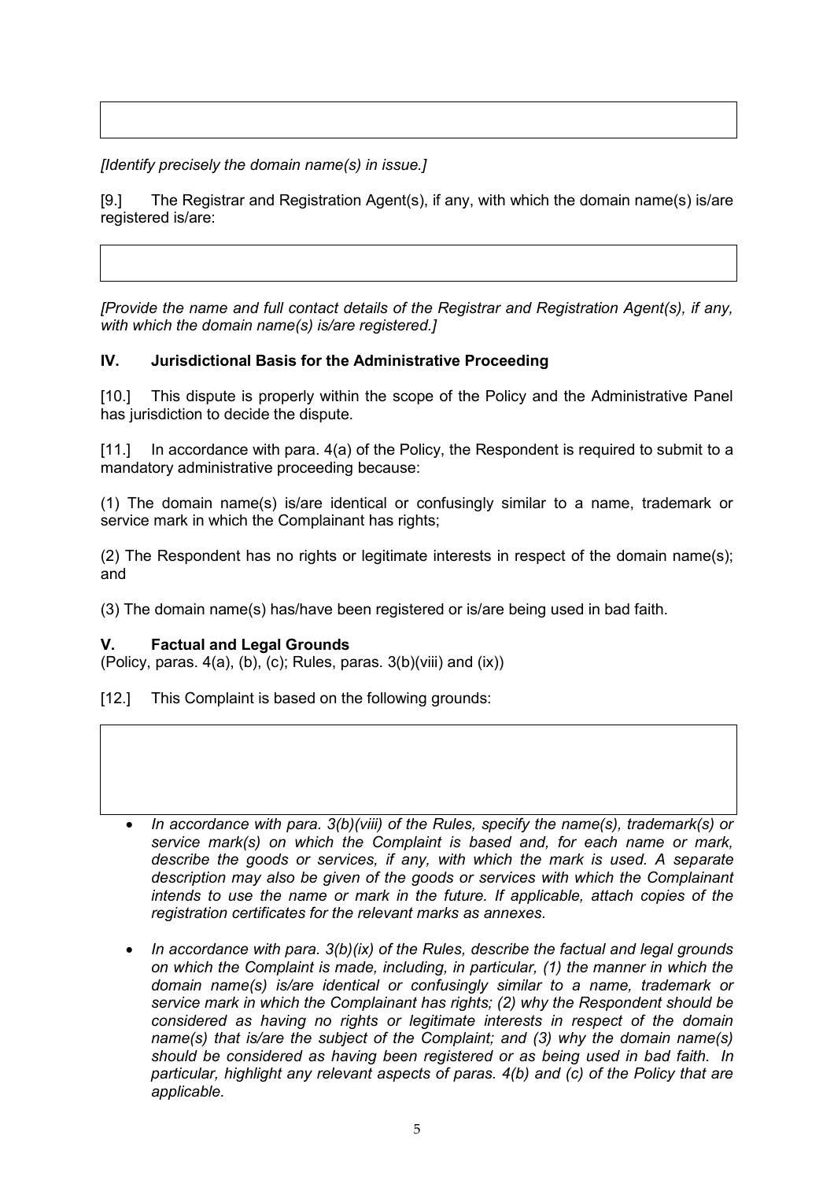*[Identify precisely the domain name(s) in issue.]*

[9.] The Registrar and Registration Agent(s), if any, with which the domain name(s) is/are registered is/are:

*[Provide the name and full contact details of the Registrar and Registration Agent(s), if any, with which the domain name(s) is/are registered.]*

## IV. Jurisdictional Basis for the Administrative Proceeding

[10.] This dispute is properly within the scope of the Policy and the Administrative Panel has jurisdiction to decide the dispute.

[11.] In accordance with para. 4(a) of the Policy, the Respondent is required to submit to a mandatory administrative proceeding because:

(1) The domain name(s) is/are identical or confusingly similar to a name, trademark or service mark in which the Complainant has rights;

(2) The Respondent has no rights or legitimate interests in respect of the domain name(s); and

(3) The domain name(s) has/have been registered or is/are being used in bad faith.

## V. Factual and Legal Grounds

(Policy, paras. 4(a), (b), (c); Rules, paras. 3(b)(viii) and (ix))

[12.] This Complaint is based on the following grounds:

- *In accordance with para. 3(b)(viii) of the Rules, specify the name(s), trademark(s) or service mark(s) on which the Complaint is based and, for each name or mark, describe the goods or services, if any, with which the mark is used. A separate description may also be given of the goods or services with which the Complainant intends to use the name or mark in the future. If applicable, attach copies of the registration certificates for the relevant marks as annexes.*

- *In accordance with para. 3(b)(ix) of the Rules, describe the factual and legal grounds on which the Complaint is made, including, in particular, (1) the manner in which the domain name(s) is/are identical or confusingly similar to a name, trademark or service mark in which the Complainant has rights; (2) why the Respondent should be considered as having no rights or legitimate interests in respect of the domain name(s) that is/are the subject of the Complaint; and (3) why the domain name(s) should be considered as having been registered or as being used in bad faith. In particular, highlight any relevant aspects of paras. 4(b) and (c) of the Policy that are applicable.*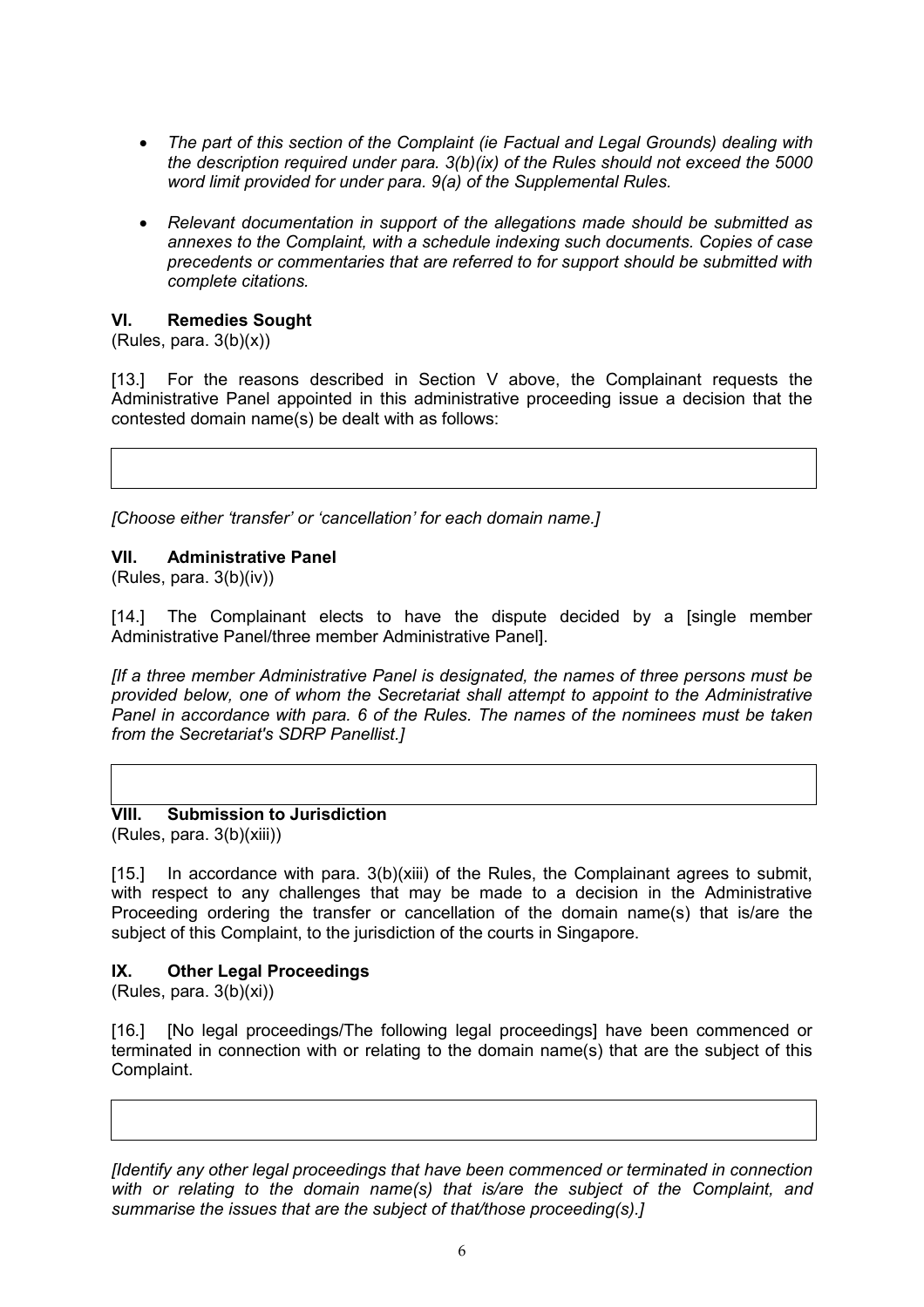- *The part of this section of the Complaint (ie Factual and Legal Grounds) dealing with the description required under para. 3(b)(ix) of the Rules should not exceed the 5000 word limit provided for under para. 9(a) of the Supplemental Rules.*
- *Relevant documentation in support of the allegations made should be submitted as annexes to the Complaint, with a schedule indexing such documents. Copies of case precedents or commentaries that are referred to for support should be submitted with complete citations.*

## VI. Remedies Sought

(Rules, para. 3(b)(x))

[13.] For the reasons described in Section V above, the Complainant requests the Administrative Panel appointed in this administrative proceeding issue a decision that the contested domain name(s) be dealt with as follows:

| |
|---|
| |

*[Choose either 'transfer' or 'cancellation' for each domain name.]*

## VII. Administrative Panel

(Rules, para. 3(b)(iv))

[14.] The Complainant elects to have the dispute decided by a [single member Administrative Panel/three member Administrative Panel].

*[If a three member Administrative Panel is designated, the names of three persons must be provided below, one of whom the Secretariat shall attempt to appoint to the Administrative Panel in accordance with para. 6 of the Rules. The names of the nominees must be taken from the Secretariat's SDRP Panellist.]*

| |
|---|
| |

## VIII. Submission to Jurisdiction

(Rules, para. 3(b)(xiii))

[15.] In accordance with para. 3(b)(xiii) of the Rules, the Complainant agrees to submit, with respect to any challenges that may be made to a decision in the Administrative Proceeding ordering the transfer or cancellation of the domain name(s) that is/are the subject of this Complaint, to the jurisdiction of the courts in Singapore.

## IX. Other Legal Proceedings

(Rules, para. 3(b)(xi))

[16.] [No legal proceedings/The following legal proceedings] have been commenced or terminated in connection with or relating to the domain name(s) that are the subject of this Complaint.

| |
|---|
| |

*[Identify any other legal proceedings that have been commenced or terminated in connection with or relating to the domain name(s) that is/are the subject of the Complaint, and summarise the issues that are the subject of that/those proceeding(s).]*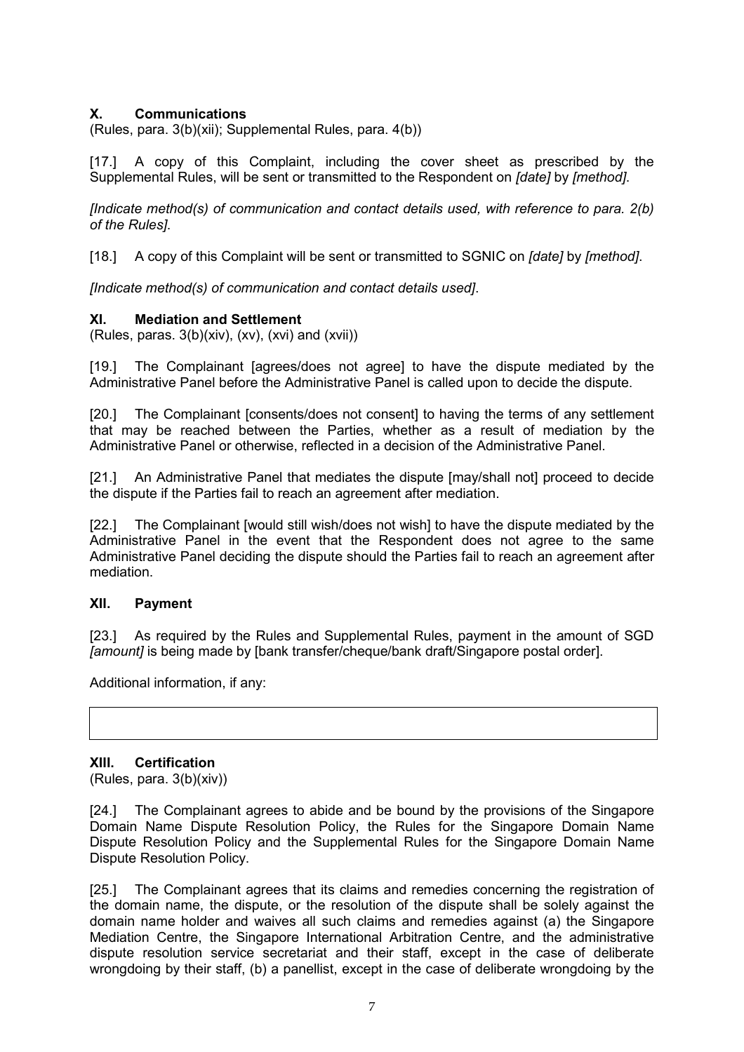## X. Communications

(Rules, para. 3(b)(xii); Supplemental Rules, para. 4(b))

[17.] A copy of this Complaint, including the cover sheet as prescribed by the Supplemental Rules, will be sent or transmitted to the Respondent on *[date]* by *[method]*.

*[Indicate method(s) of communication and contact details used, with reference to para. 2(b) of the Rules]*.

[18.] A copy of this Complaint will be sent or transmitted to SGNIC on *[date]* by *[method]*.

*[Indicate method(s) of communication and contact details used]*.

## XI. Mediation and Settlement

(Rules, paras. 3(b)(xiv), (xv), (xvi) and (xvii))

[19.] The Complainant [agrees/does not agree] to have the dispute mediated by the Administrative Panel before the Administrative Panel is called upon to decide the dispute.

[20.] The Complainant [consents/does not consent] to having the terms of any settlement that may be reached between the Parties, whether as a result of mediation by the Administrative Panel or otherwise, reflected in a decision of the Administrative Panel.

[21.] An Administrative Panel that mediates the dispute [may/shall not] proceed to decide the dispute if the Parties fail to reach an agreement after mediation.

[22.] The Complainant [would still wish/does not wish] to have the dispute mediated by the Administrative Panel in the event that the Respondent does not agree to the same Administrative Panel deciding the dispute should the Parties fail to reach an agreement after mediation.

## XII. Payment

[23.] As required by the Rules and Supplemental Rules, payment in the amount of SGD *[amount]* is being made by [bank transfer/cheque/bank draft/Singapore postal order].

Additional information, if any:

| |
|---|
| |

## XIII. Certification

(Rules, para. 3(b)(xiv))

[24.] The Complainant agrees to abide and be bound by the provisions of the Singapore Domain Name Dispute Resolution Policy, the Rules for the Singapore Domain Name Dispute Resolution Policy and the Supplemental Rules for the Singapore Domain Name Dispute Resolution Policy.

[25.] The Complainant agrees that its claims and remedies concerning the registration of the domain name, the dispute, or the resolution of the dispute shall be solely against the domain name holder and waives all such claims and remedies against (a) the Singapore Mediation Centre, the Singapore International Arbitration Centre, and the administrative dispute resolution service secretariat and their staff, except in the case of deliberate wrongdoing by their staff, (b) a panellist, except in the case of deliberate wrongdoing by the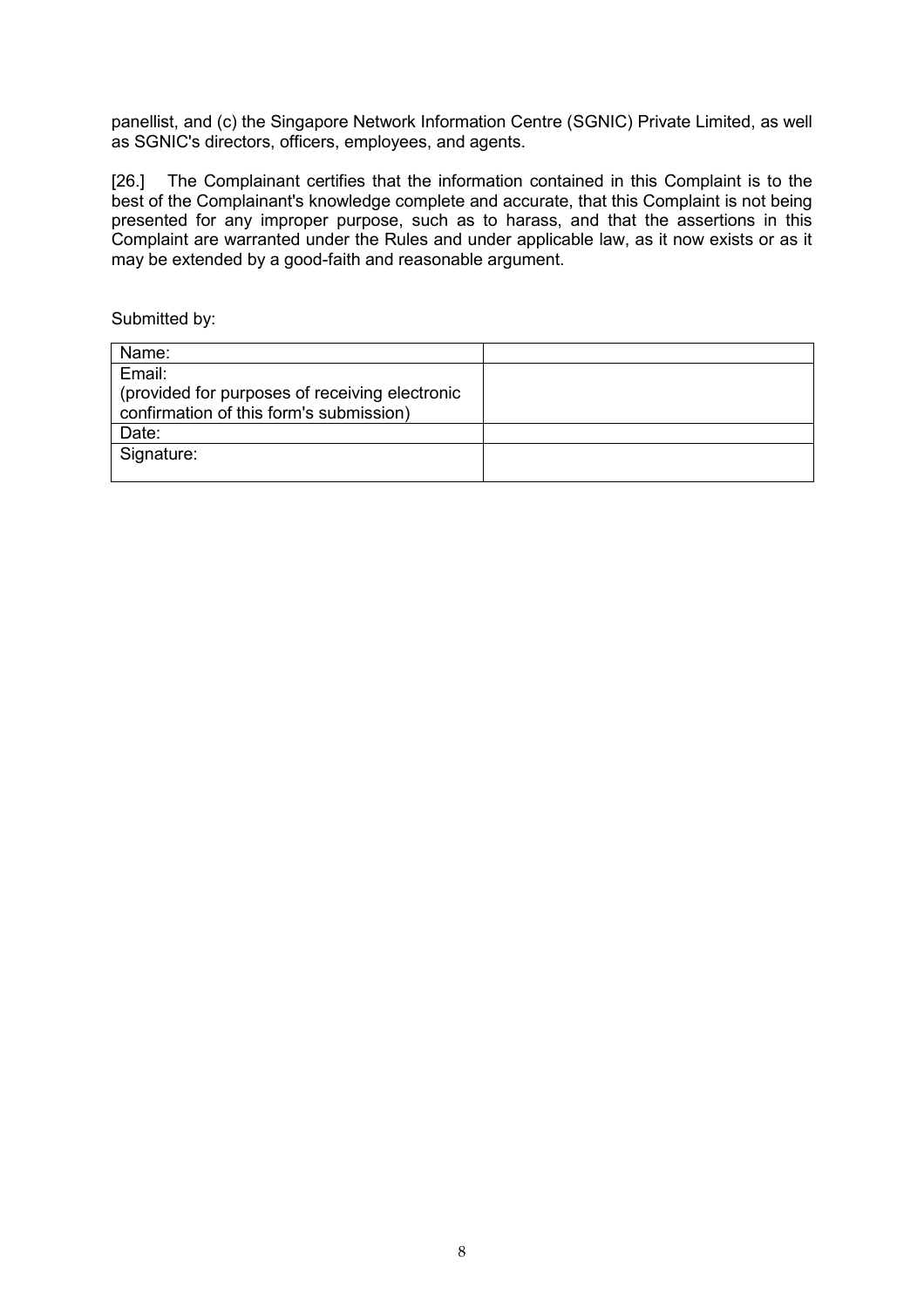panellist, and (c) the Singapore Network Information Centre (SGNIC) Private Limited, as well as SGNIC's directors, officers, employees, and agents.

[26.] The Complainant certifies that the information contained in this Complaint is to the best of the Complainant's knowledge complete and accurate, that this Complaint is not being presented for any improper purpose, such as to harass, and that the assertions in this Complaint are warranted under the Rules and under applicable law, as it now exists or as it may be extended by a good-faith and reasonable argument.

Submitted by:

| | |
|---|---|
| Name: | |
| Email:<br>(provided for purposes of receiving electronic confirmation of this form's submission) | |
| Date: | |
| Signature: | |